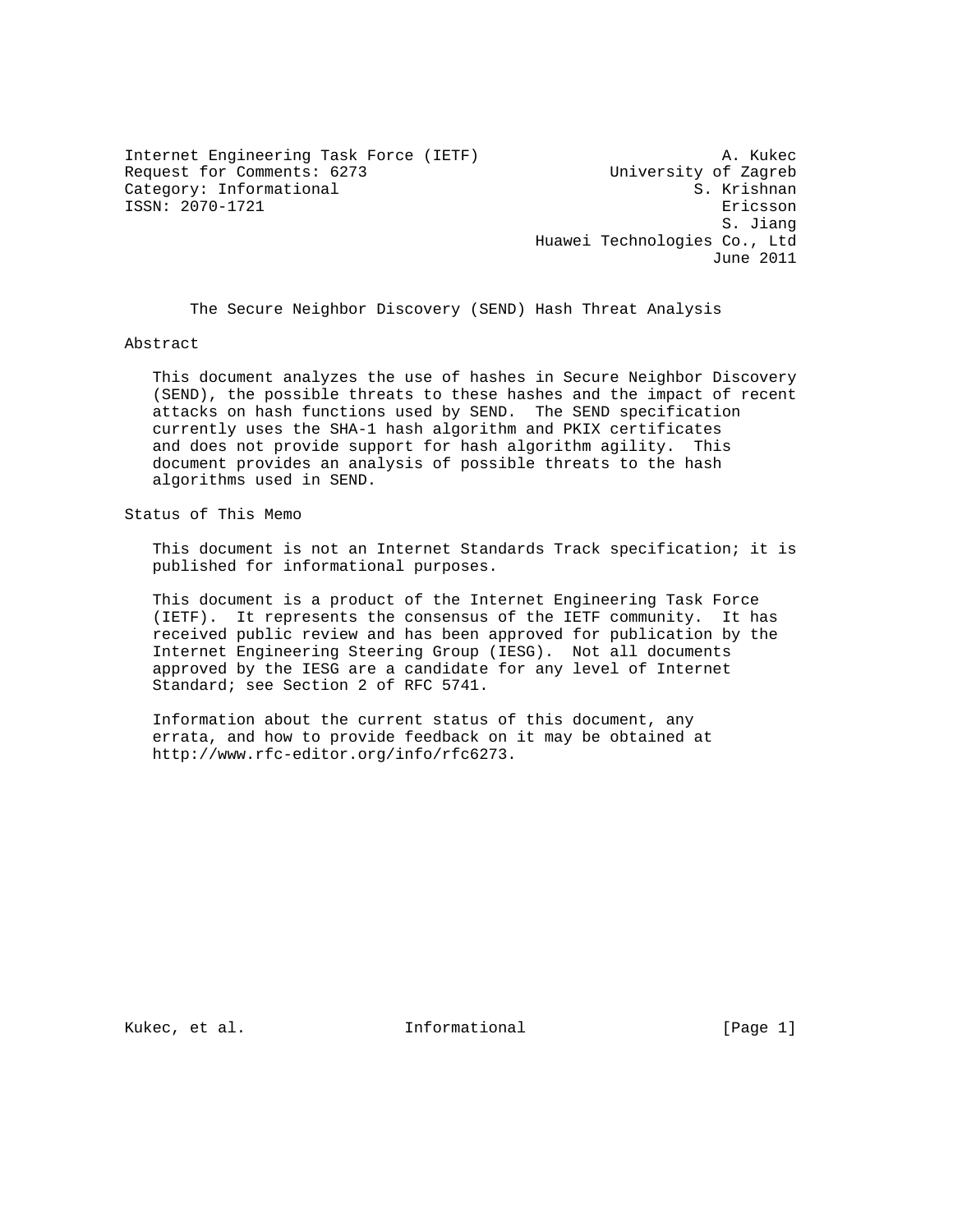Internet Engineering Task Force (IETF) A. Kukec
Request for Comments: 6273 University of Zagreb
Category: Informational S. Krishnan
ISSN: 2070-1721 Ericsson
S. Jiang
Huawei Technologies Co., Ltd
June 2011

# The Secure Neighbor Discovery (SEND) Hash Threat Analysis

## Abstract

This document analyzes the use of hashes in Secure Neighbor Discovery (SEND), the possible threats to these hashes and the impact of recent attacks on hash functions used by SEND. The SEND specification currently uses the SHA-1 hash algorithm and PKIX certificates and does not provide support for hash algorithm agility. This document provides an analysis of possible threats to the hash algorithms used in SEND.

## Status of This Memo

This document is not an Internet Standards Track specification; it is published for informational purposes.

This document is a product of the Internet Engineering Task Force (IETF). It represents the consensus of the IETF community. It has received public review and has been approved for publication by the Internet Engineering Steering Group (IESG). Not all documents approved by the IESG are a candidate for any level of Internet Standard; see Section 2 of RFC 5741.

Information about the current status of this document, any errata, and how to provide feedback on it may be obtained at http://www.rfc-editor.org/info/rfc6273.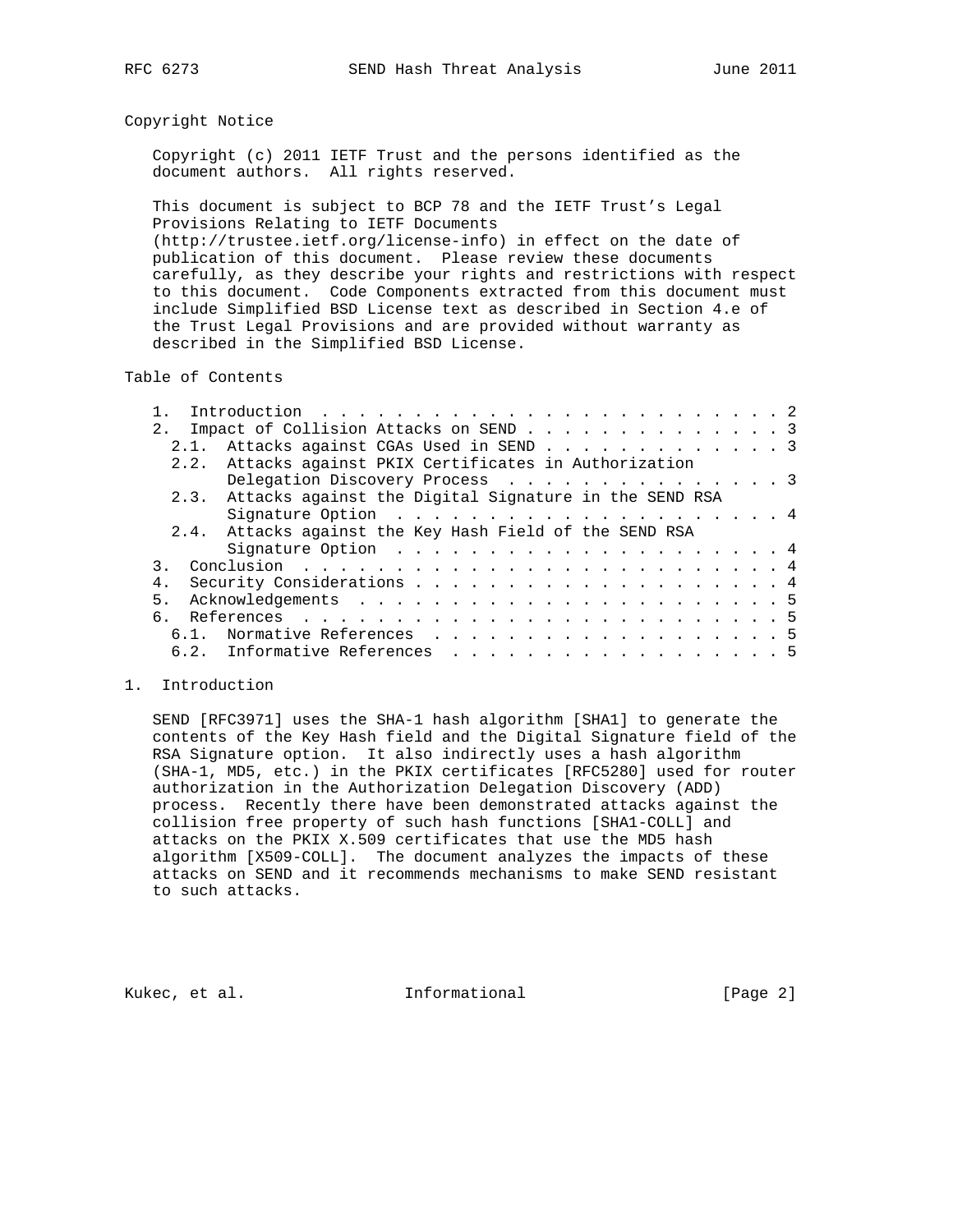## Copyright Notice

Copyright (c) 2011 IETF Trust and the persons identified as the document authors. All rights reserved.

This document is subject to BCP 78 and the IETF Trust's Legal Provisions Relating to IETF Documents (http://trustee.ietf.org/license-info) in effect on the date of publication of this document. Please review these documents carefully, as they describe your rights and restrictions with respect to this document. Code Components extracted from this document must include Simplified BSD License text as described in Section 4.e of the Trust Legal Provisions and are provided without warranty as described in the Simplified BSD License.

## Table of Contents

```
   1.  Introduction . . . . . . . . . . . . . . . . . . . . . . . . . 2
   2.  Impact of Collision Attacks on SEND . . . . . . . . . . . . . . 3
     2.1.  Attacks against CGAs Used in SEND . . . . . . . . . . . . . 3
     2.2.  Attacks against PKIX Certificates in Authorization
           Delegation Discovery Process  . . . . . . . . . . . . . . . 3
     2.3.  Attacks against the Digital Signature in the SEND RSA
           Signature Option  . . . . . . . . . . . . . . . . . . . . . 4
     2.4.  Attacks against the Key Hash Field of the SEND RSA
           Signature Option  . . . . . . . . . . . . . . . . . . . . . 4
   3.  Conclusion  . . . . . . . . . . . . . . . . . . . . . . . . . . 4
   4.  Security Considerations . . . . . . . . . . . . . . . . . . . . 4
   5.  Acknowledgements  . . . . . . . . . . . . . . . . . . . . . . . 5
   6.  References  . . . . . . . . . . . . . . . . . . . . . . . . . . 5
     6.1.  Normative References  . . . . . . . . . . . . . . . . . . . 5
     6.2.  Informative References  . . . . . . . . . . . . . . . . . . 5
```

## 1. Introduction

SEND [RFC3971] uses the SHA-1 hash algorithm [SHA1] to generate the contents of the Key Hash field and the Digital Signature field of the RSA Signature option. It also indirectly uses a hash algorithm (SHA-1, MD5, etc.) in the PKIX certificates [RFC5280] used for router authorization in the Authorization Delegation Discovery (ADD) process. Recently there have been demonstrated attacks against the collision free property of such hash functions [SHA1-COLL] and attacks on the PKIX X.509 certificates that use the MD5 hash algorithm [X509-COLL]. The document analyzes the impacts of these attacks on SEND and it recommends mechanisms to make SEND resistant to such attacks.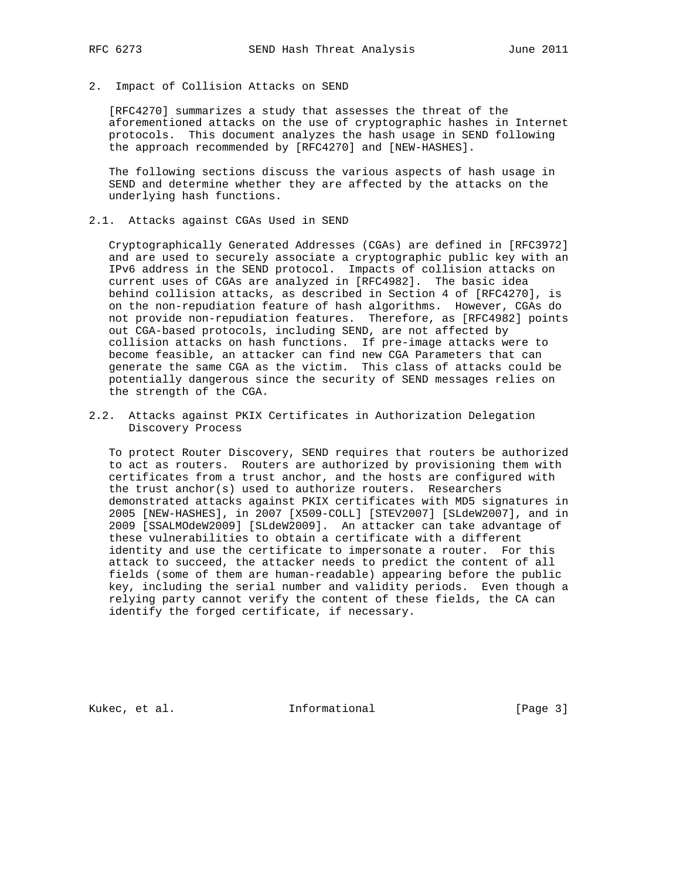## 2. Impact of Collision Attacks on SEND

[RFC4270] summarizes a study that assesses the threat of the aforementioned attacks on the use of cryptographic hashes in Internet protocols. This document analyzes the hash usage in SEND following the approach recommended by [RFC4270] and [NEW-HASHES].

The following sections discuss the various aspects of hash usage in SEND and determine whether they are affected by the attacks on the underlying hash functions.

### 2.1. Attacks against CGAs Used in SEND

Cryptographically Generated Addresses (CGAs) are defined in [RFC3972] and are used to securely associate a cryptographic public key with an IPv6 address in the SEND protocol. Impacts of collision attacks on current uses of CGAs are analyzed in [RFC4982]. The basic idea behind collision attacks, as described in Section 4 of [RFC4270], is on the non-repudiation feature of hash algorithms. However, CGAs do not provide non-repudiation features. Therefore, as [RFC4982] points out CGA-based protocols, including SEND, are not affected by collision attacks on hash functions. If pre-image attacks were to become feasible, an attacker can find new CGA Parameters that can generate the same CGA as the victim. This class of attacks could be potentially dangerous since the security of SEND messages relies on the strength of the CGA.

### 2.2. Attacks against PKIX Certificates in Authorization Delegation Discovery Process

To protect Router Discovery, SEND requires that routers be authorized to act as routers. Routers are authorized by provisioning them with certificates from a trust anchor, and the hosts are configured with the trust anchor(s) used to authorize routers. Researchers demonstrated attacks against PKIX certificates with MD5 signatures in 2005 [NEW-HASHES], in 2007 [X509-COLL] [STEV2007] [SLdeW2007], and in 2009 [SSALMOdeW2009] [SLdeW2009]. An attacker can take advantage of these vulnerabilities to obtain a certificate with a different identity and use the certificate to impersonate a router. For this attack to succeed, the attacker needs to predict the content of all fields (some of them are human-readable) appearing before the public key, including the serial number and validity periods. Even though a relying party cannot verify the content of these fields, the CA can identify the forged certificate, if necessary.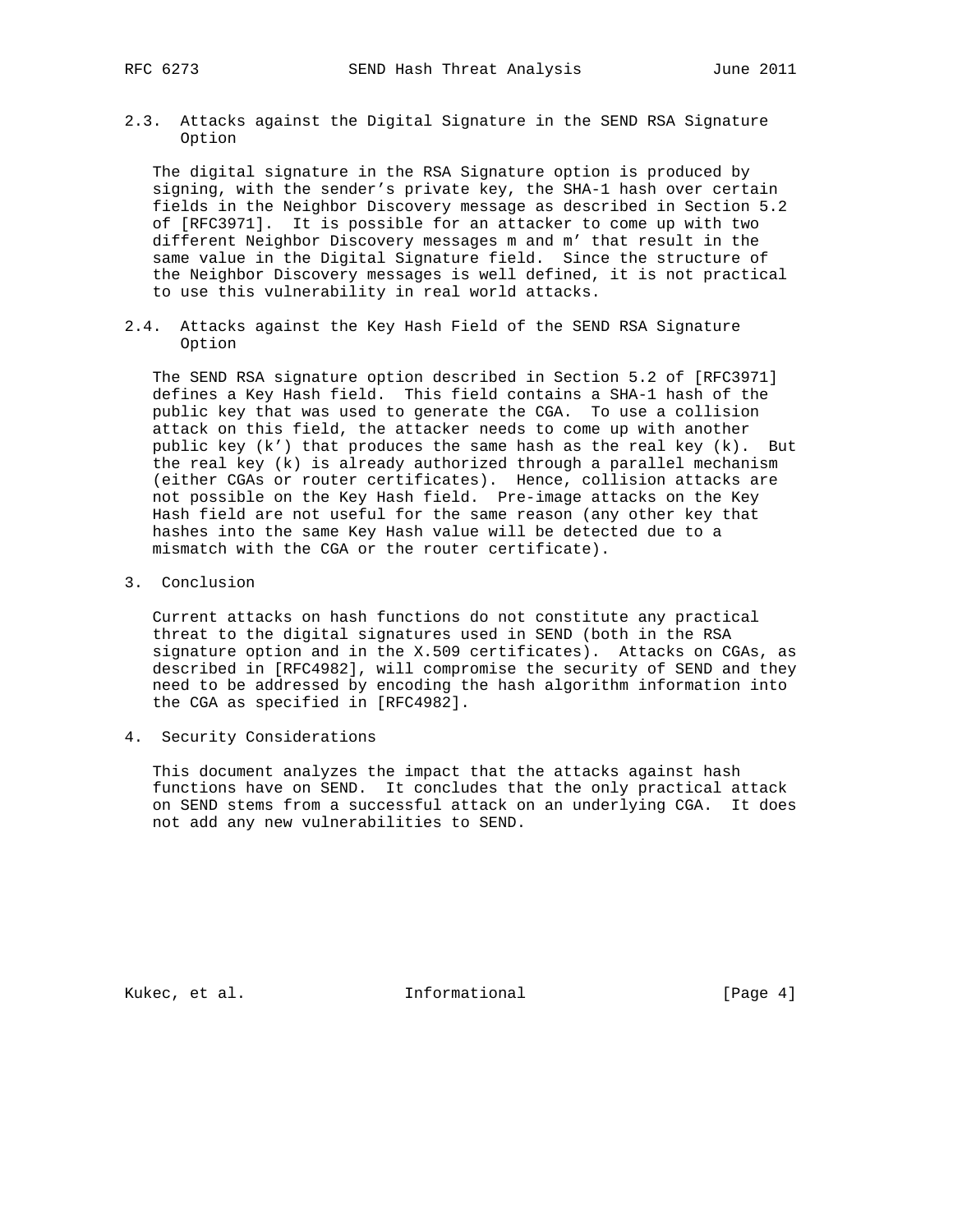### 2.3. Attacks against the Digital Signature in the SEND RSA Signature Option

The digital signature in the RSA Signature option is produced by signing, with the sender's private key, the SHA-1 hash over certain fields in the Neighbor Discovery message as described in Section 5.2 of [RFC3971]. It is possible for an attacker to come up with two different Neighbor Discovery messages m and m' that result in the same value in the Digital Signature field. Since the structure of the Neighbor Discovery messages is well defined, it is not practical to use this vulnerability in real world attacks.

### 2.4. Attacks against the Key Hash Field of the SEND RSA Signature Option

The SEND RSA signature option described in Section 5.2 of [RFC3971] defines a Key Hash field. This field contains a SHA-1 hash of the public key that was used to generate the CGA. To use a collision attack on this field, the attacker needs to come up with another public key (k') that produces the same hash as the real key (k). But the real key (k) is already authorized through a parallel mechanism (either CGAs or router certificates). Hence, collision attacks are not possible on the Key Hash field. Pre-image attacks on the Key Hash field are not useful for the same reason (any other key that hashes into the same Key Hash value will be detected due to a mismatch with the CGA or the router certificate).

## 3. Conclusion

Current attacks on hash functions do not constitute any practical threat to the digital signatures used in SEND (both in the RSA signature option and in the X.509 certificates). Attacks on CGAs, as described in [RFC4982], will compromise the security of SEND and they need to be addressed by encoding the hash algorithm information into the CGA as specified in [RFC4982].

## 4. Security Considerations

This document analyzes the impact that the attacks against hash functions have on SEND. It concludes that the only practical attack on SEND stems from a successful attack on an underlying CGA. It does not add any new vulnerabilities to SEND.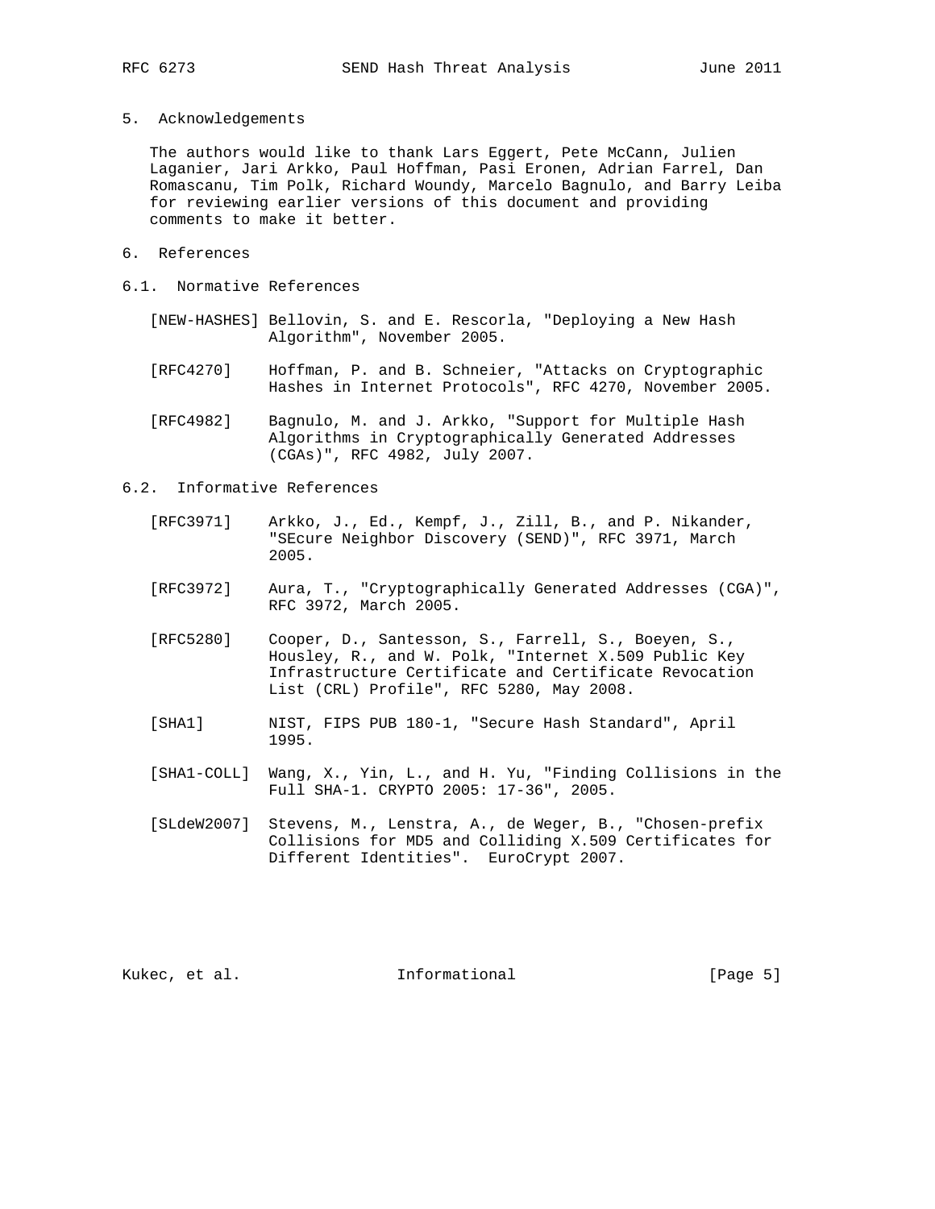## 5. Acknowledgements

The authors would like to thank Lars Eggert, Pete McCann, Julien Laganier, Jari Arkko, Paul Hoffman, Pasi Eronen, Adrian Farrel, Dan Romascanu, Tim Polk, Richard Woundy, Marcelo Bagnulo, and Barry Leiba for reviewing earlier versions of this document and providing comments to make it better.

## 6. References

### 6.1. Normative References

[NEW-HASHES] Bellovin, S. and E. Rescorla, "Deploying a New Hash Algorithm", November 2005.

[RFC4270] Hoffman, P. and B. Schneier, "Attacks on Cryptographic Hashes in Internet Protocols", RFC 4270, November 2005.

[RFC4982] Bagnulo, M. and J. Arkko, "Support for Multiple Hash Algorithms in Cryptographically Generated Addresses (CGAs)", RFC 4982, July 2007.

### 6.2. Informative References

[RFC3971] Arkko, J., Ed., Kempf, J., Zill, B., and P. Nikander, "SEcure Neighbor Discovery (SEND)", RFC 3971, March 2005.

[RFC3972] Aura, T., "Cryptographically Generated Addresses (CGA)", RFC 3972, March 2005.

[RFC5280] Cooper, D., Santesson, S., Farrell, S., Boeyen, S., Housley, R., and W. Polk, "Internet X.509 Public Key Infrastructure Certificate and Certificate Revocation List (CRL) Profile", RFC 5280, May 2008.

[SHA1] NIST, FIPS PUB 180-1, "Secure Hash Standard", April 1995.

[SHA1-COLL] Wang, X., Yin, L., and H. Yu, "Finding Collisions in the Full SHA-1. CRYPTO 2005: 17-36", 2005.

[SLdeW2007] Stevens, M., Lenstra, A., de Weger, B., "Chosen-prefix Collisions for MD5 and Colliding X.509 Certificates for Different Identities". EuroCrypt 2007.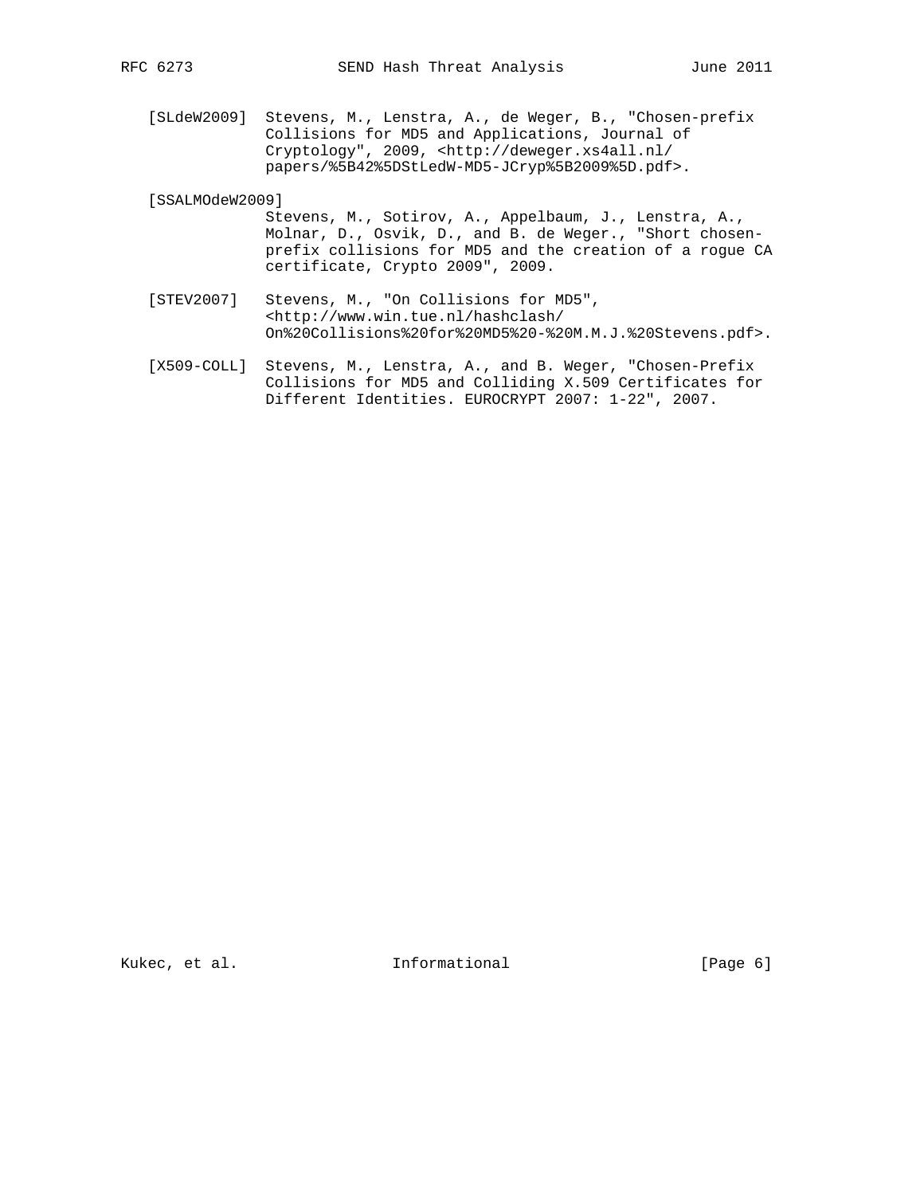[SLdeW2009] Stevens, M., Lenstra, A., de Weger, B., "Chosen-prefix Collisions for MD5 and Applications, Journal of Cryptology", 2009, <http://deweger.xs4all.nl/papers/%5B42%5DStLedW-MD5-JCryp%5B2009%5D.pdf>.

[SSALMOdeW2009] Stevens, M., Sotirov, A., Appelbaum, J., Lenstra, A., Molnar, D., Osvik, D., and B. de Weger., "Short chosen-prefix collisions for MD5 and the creation of a rogue CA certificate, Crypto 2009", 2009.

[STEV2007] Stevens, M., "On Collisions for MD5", <http://www.win.tue.nl/hashclash/On%20Collisions%20for%20MD5%20-%20M.M.J.%20Stevens.pdf>.

[X509-COLL] Stevens, M., Lenstra, A., and B. Weger, "Chosen-Prefix Collisions for MD5 and Colliding X.509 Certificates for Different Identities. EUROCRYPT 2007: 1-22", 2007.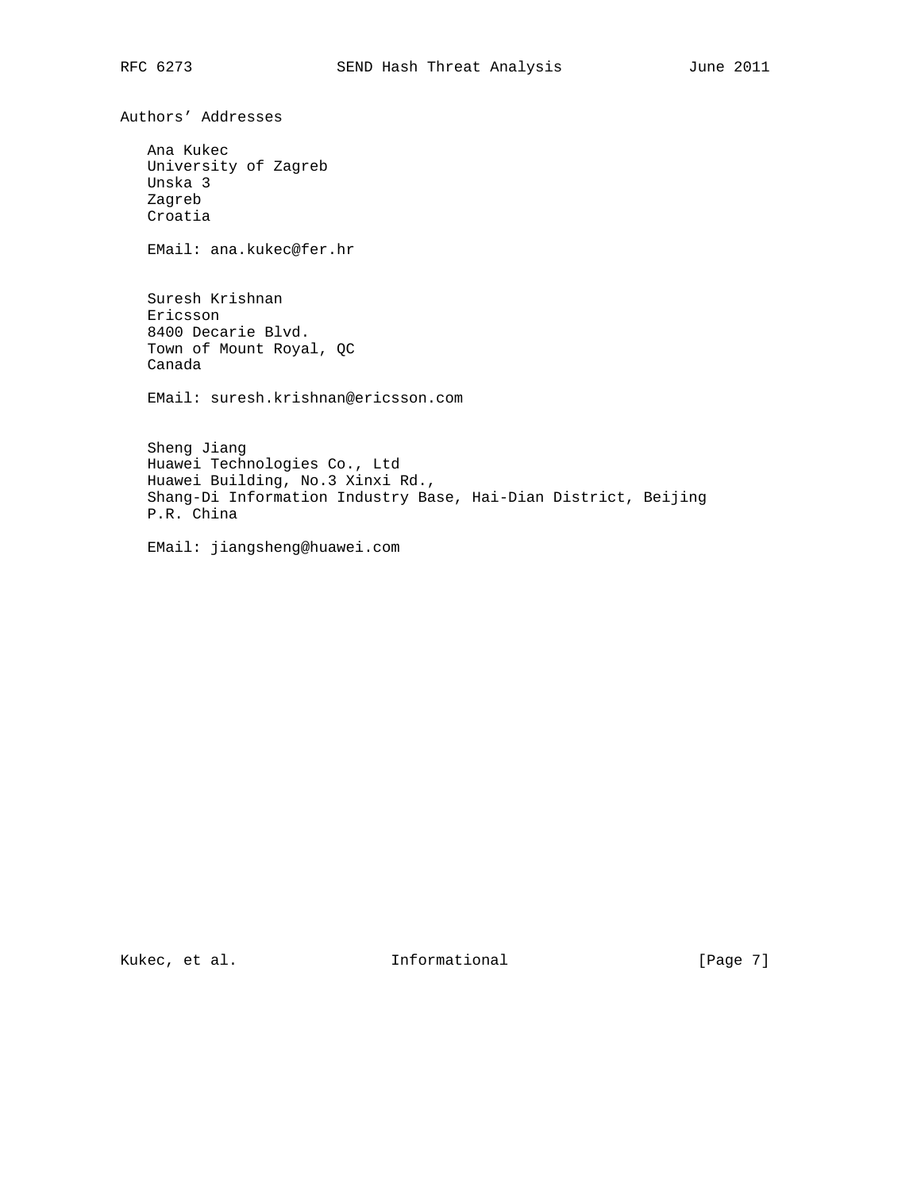## Authors' Addresses

Ana Kukec
University of Zagreb
Unska 3
Zagreb
Croatia

EMail: ana.kukec@fer.hr

Suresh Krishnan
Ericsson
8400 Decarie Blvd.
Town of Mount Royal, QC
Canada

EMail: suresh.krishnan@ericsson.com

Sheng Jiang
Huawei Technologies Co., Ltd
Huawei Building, No.3 Xinxi Rd.,
Shang-Di Information Industry Base, Hai-Dian District, Beijing
P.R. China

EMail: jiangsheng@huawei.com